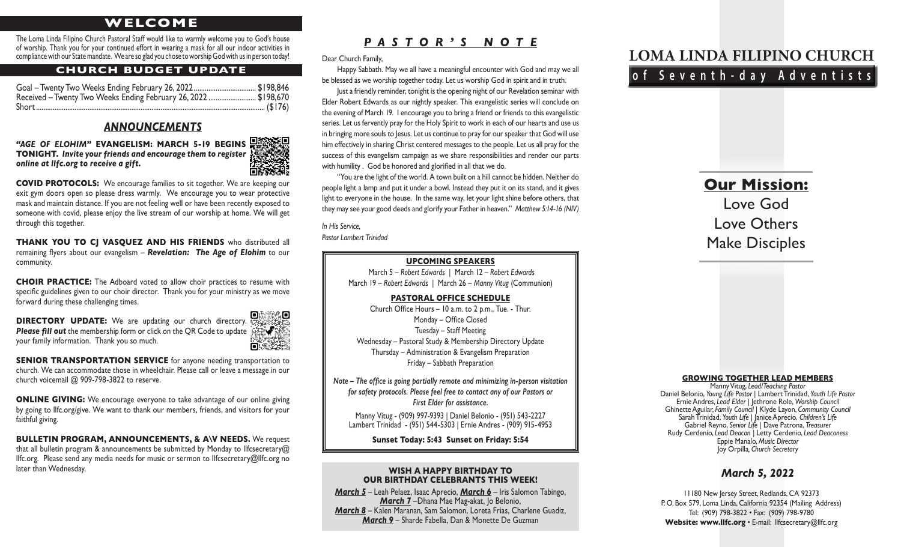# WELCOME

The Loma Linda Filipino Church Pastoral Staff would like to warmly welcome you to God's house of worship. Thank you for your continued effort in wearing a mask for all our indoor activities in compliance with our State mandate. We are so glad you chose to worship God with us in person today!

## CHURCH BUDGET UPDATE

Goal – Twenty Two Weeks Ending February 26, 2022 .................................. $198,846
Received – Twenty Two Weeks Ending February 26, 2022 .......................... $198,670
Short ................................................................................................................ ($176)

## *ANNOUNCEMENTS*

***"AGE OF ELOHIM"* EVANGELISM: MARCH 5-19 BEGINS TONIGHT.** ***Invite your friends and encourage them to register online at llfc.org to receive a gift.***

**COVID PROTOCOLS:** We encourage families to sit together. We are keeping our exit gym doors open so please dress warmly. We encourage you to wear protective mask and maintain distance. If you are not feeling well or have been recently exposed to someone with covid, please enjoy the live stream of our worship at home. We will get through this together.

**THANK YOU TO CJ VASQUEZ AND HIS FRIENDS** who distributed all remaining flyers about our evangelism – ***Revelation: The Age of Elohim*** to our community.

**CHOIR PRACTICE:** The Adboard voted to allow choir practices to resume with specific guidelines given to our choir director. Thank you for your ministry as we move forward during these challenging times.

**DIRECTORY UPDATE:** We are updating our church directory. ***Please fill out*** the membership form or click on the QR Code to update your family information. Thank you so much.

**SENIOR TRANSPORTATION SERVICE** for anyone needing transportation to church. We can accommodate those in wheelchair. Please call or leave a message in our church voicemail @ 909-798-3822 to reserve.

**ONLINE GIVING:** We encourage everyone to take advantage of our online giving by going to llfc.org/give. We want to thank our members, friends, and visitors for your faithful giving.

**BULLETIN PROGRAM, ANNOUNCEMENTS, & A\V NEEDS.** We request that all bulletin program & announcements be submitted by Monday to llfcsecretary@llfc.org. Please send any media needs for music or sermon to llfcsecretary@llfc.org no later than Wednesday.

## *PASTOR'S NOTE*

Dear Church Family,

Happy Sabbath. May we all have a meaningful encounter with God and may we all be blessed as we worship together today. Let us worship God in spirit and in truth.

Just a friendly reminder, tonight is the opening night of our Revelation seminar with Elder Robert Edwards as our nightly speaker. This evangelistic series will conclude on the evening of March 19. I encourage you to bring a friend or friends to this evangelistic series. Let us fervently pray for the Holy Spirit to work in each of our hearts and use us in bringing more souls to Jesus. Let us continue to pray for our speaker that God will use him effectively in sharing Christ centered messages to the people. Let us all pray for the success of this evangelism campaign as we share responsibilities and render our parts with humility . God be honored and glorified in all that we do.

"You are the light of the world. A town built on a hill cannot be hidden. Neither do people light a lamp and put it under a bowl. Instead they put it on its stand, and it gives light to everyone in the house. In the same way, let your light shine before others, that they may see your good deeds and glorify your Father in heaven." *Matthew 5:14-16 (NIV)*

*In His Service,*
*Pastor Lambert Trinidad*

### UPCOMING SPEAKERS

March 5 – *Robert Edwards* | March 12 – *Robert Edwards*
March 19 – *Robert Edwards* | March 26 – *Manny Vitug* (Communion)

### PASTORAL OFFICE SCHEDULE

Church Office Hours – 10 a.m. to 2 p.m., Tue. - Thur.
Monday – Office Closed
Tuesday – Staff Meeting
Wednesday – Pastoral Study & Membership Directory Update
Thursday – Administration & Evangelism Preparation
Friday – Sabbath Preparation

*Note – The office is going partially remote and minimizing in-person visitation for safety protocols. Please feel free to contact any of our Pastors or First Elder for assistance.*

Manny Vitug - (909) 997-9393 | Daniel Belonio - (951) 543-2227
Lambert Trinidad - (951) 544-5303 | Ernie Andres - (909) 915-4953

**Sunset Today: 5:43 Sunset on Friday: 5:54**

### WISH A HAPPY BIRTHDAY TO OUR BIRTHDAY CELEBRANTS THIS WEEK!

***March 5*** – Leah Pelaez, Isaac Aprecio, ***March 6*** – Iris Salomon Tabingo,
***March 7*** –Dhana Mae Mag-akat, Jo Belonio,
***March 8*** – Kalen Maranan, Sam Salomon, Loreta Frias, Charlene Guadiz,
***March 9*** – Sharde Fabella, Dan & Monette De Guzman

# LOMA LINDA FILIPINO CHURCH
## of Seventh-day Adventists

## Our Mission:
Love God
Love Others
Make Disciples

### GROWING TOGETHER LEAD MEMBERS

Manny Vitug, *Lead/Teaching Pastor*
Daniel Belonio, *Young Life Pastor* | Lambert Trinidad, *Youth Life Pastor*
Ernie Andres, *Lead Elder* | Jethrone Role, *Worship Council*
Ghinette Aguilar, *Family Council* | Klyde Layon, *Community Council*
Sarah Trinidad, *Youth Life* | Janice Aprecio, *Children's Life*
Gabriel Reyno, *Senior Life* | Dave Patrona, *Treasurer*
Rudy Cerdenio, *Lead Deacon* | Letty Cerdenio, *Lead Deaconess*
Eppie Manalo, *Music Director*
Joy Orpilla, *Church Secretary*

### *March 5, 2022*

11180 New Jersey Street, Redlands, CA 92373
P. O. Box 579, Loma Linda, California 92354 (Mailing Address)
Tel: (909) 798-3822 • Fax: (909) 798-9780
**Website: www.llfc.org** • E-mail: llfcsecretary@llfc.org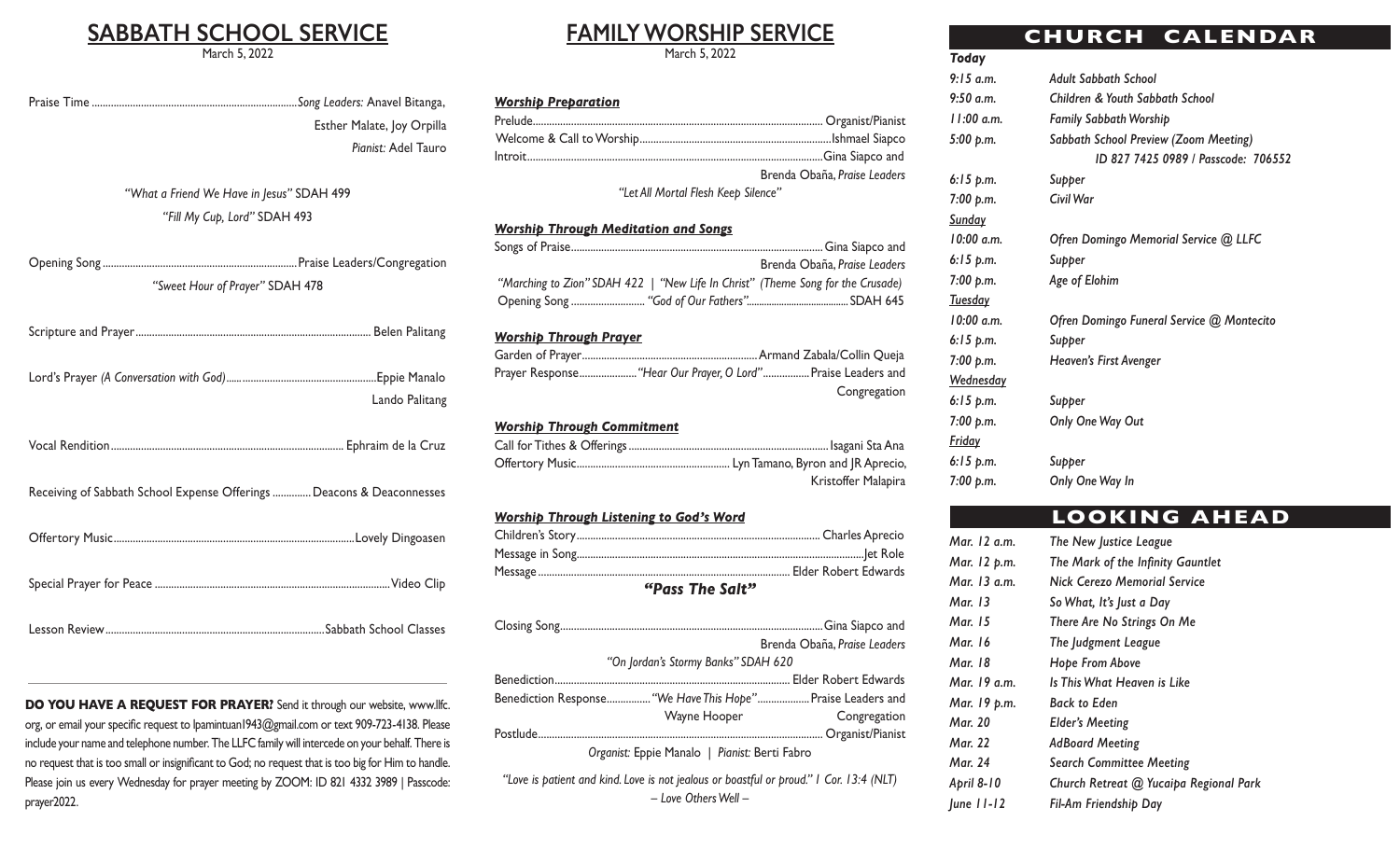# SABBATH SCHOOL SERVICE

March 5, 2022

Praise Time .......... *Song Leaders:* Anavel Bitanga, Esther Malate, Joy Orpilla
*Pianist:* Adel Tauro

*"What a Friend We Have in Jesus"* SDAH 499

*"Fill My Cup, Lord"* SDAH 493

Opening Song .......... Praise Leaders/Congregation

*"Sweet Hour of Prayer"* SDAH 478

Scripture and Prayer .......... Belen Palitang

Lord's Prayer *(A Conversation with God)* .......... Eppie Manalo
Lando Palitang

Vocal Rendition .......... Ephraim de la Cruz

Receiving of Sabbath School Expense Offerings .......... Deacons & Deaconnesses

Offertory Music .......... Lovely Dingoasen

Special Prayer for Peace .......... Video Clip

Lesson Review .......... Sabbath School Classes

---

**DO YOU HAVE A REQUEST FOR PRAYER?** Send it through our website, www.llfc.org, or email your specific request to lpamintuan1943@gmail.com or text 909-723-4138. Please include your name and telephone number. The LLFC family will intercede on your behalf. There is no request that is too small or insignificant to God; no request that is too big for Him to handle. Please join us every Wednesday for prayer meeting by ZOOM: ID 821 4332 3989 | Passcode: prayer2022.

# FAMILY WORSHIP SERVICE

March 5, 2022

***Worship Preparation***

Prelude .......... Organist/Pianist
Welcome & Call to Worship .......... Ishmael Siapco
Introit .......... Gina Siapco and Brenda Obaña, *Praise Leaders*

*"Let All Mortal Flesh Keep Silence"*

***Worship Through Meditation and Songs***

Songs of Praise .......... Gina Siapco and Brenda Obaña, *Praise Leaders*

*"Marching to Zion" SDAH 422 | "New Life In Christ" (Theme Song for the Crusade)*

Opening Song .......... *"God of Our Fathers"* .......... SDAH 645

***Worship Through Prayer***

Garden of Prayer .......... Armand Zabala/Collin Queja
Prayer Response .......... *"Hear Our Prayer, O Lord"* .......... Praise Leaders and Congregation

***Worship Through Commitment***

Call for Tithes & Offerings .......... Isagani Sta Ana
Offertory Music .......... Lyn Tamano, Byron and JR Aprecio, Kristoffer Malapira

***Worship Through Listening to God's Word***

Children's Story .......... Charles Aprecio
Message in Song .......... Jet Role
Message .......... Elder Robert Edwards

***"Pass The Salt"***

Closing Song .......... Gina Siapco and Brenda Obaña, *Praise Leaders*

*"On Jordan's Stormy Banks" SDAH 620*

Benediction .......... Elder Robert Edwards
Benediction Response .......... *"We Have This Hope"* .......... Praise Leaders and Congregation
Wayne Hooper
Postlude .......... Organist/Pianist

*Organist:* Eppie Manalo | *Pianist:* Berti Fabro

*"Love is patient and kind. Love is not jealous or boastful or proud." 1 Cor. 13:4 (NLT)*
*– Love Others Well –*

# CHURCH CALENDAR

***Today***

| | |
|---|---|
| *9:15 a.m.* | *Adult Sabbath School* |
| *9:50 a.m.* | *Children & Youth Sabbath School* |
| *11:00 a.m.* | *Family Sabbath Worship* |
| *5:00 p.m.* | *Sabbath School Preview (Zoom Meeting) ID 827 7425 0989 / Passcode: 706552* |
| *6:15 p.m.* | *Supper* |
| *7:00 p.m.* | *Civil War* |

***Sunday***

| | |
|---|---|
| *10:00 a.m.* | *Ofren Domingo Memorial Service @ LLFC* |
| *6:15 p.m.* | *Supper* |
| *7:00 p.m.* | *Age of Elohim* |

***Tuesday***

| | |
|---|---|
| *10:00 a.m.* | *Ofren Domingo Funeral Service @ Montecito* |
| *6:15 p.m.* | *Supper* |
| *7:00 p.m.* | *Heaven's First Avenger* |

***Wednesday***

| | |
|---|---|
| *6:15 p.m.* | *Supper* |
| *7:00 p.m.* | *Only One Way Out* |

***Friday***

| | |
|---|---|
| *6:15 p.m.* | *Supper* |
| *7:00 p.m.* | *Only One Way In* |

# LOOKING AHEAD

| | |
|---|---|
| *Mar. 12 a.m.* | *The New Justice League* |
| *Mar. 12 p.m.* | *The Mark of the Infinity Gauntlet* |
| *Mar. 13 a.m.* | *Nick Cerezo Memorial Service* |
| *Mar. 13* | *So What, It's Just a Day* |
| *Mar. 15* | *There Are No Strings On Me* |
| *Mar. 16* | *The Judgment League* |
| *Mar. 18* | *Hope From Above* |
| *Mar. 19 a.m.* | *Is This What Heaven is Like* |
| *Mar. 19 p.m.* | *Back to Eden* |
| *Mar. 20* | *Elder's Meeting* |
| *Mar. 22* | *AdBoard Meeting* |
| *Mar. 24* | *Search Committee Meeting* |
| *April 8-10* | *Church Retreat @ Yucaipa Regional Park* |
| *June 11-12* | *Fil-Am Friendship Day* |